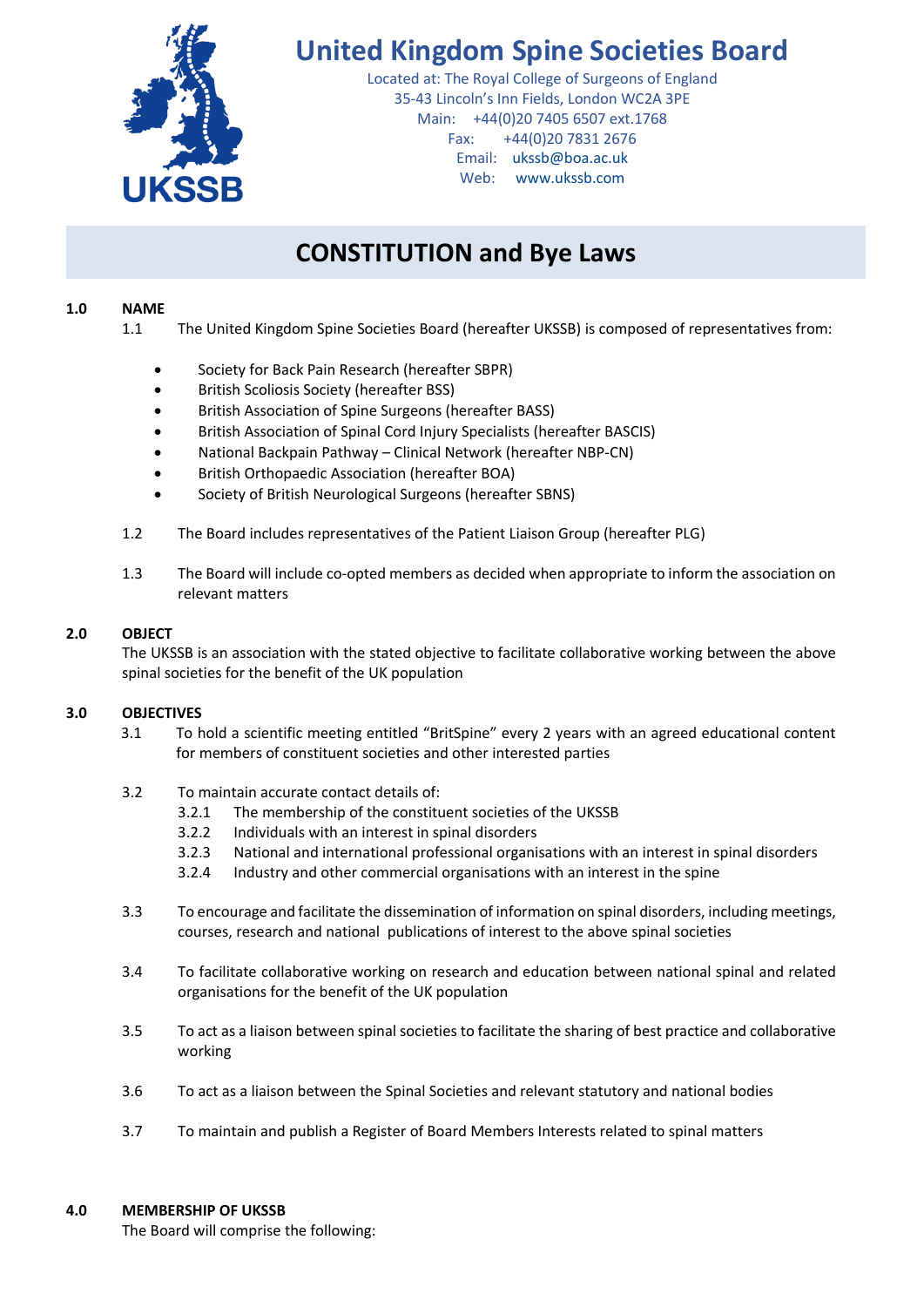# United Kingdom Spine Societies Board

Located at: The Royal College of Surgeons of England
35-43 Lincoln's Inn Fields, London WC2A 3PE
Main: +44(0)20 7405 6507 ext.1768
Fax: +44(0)20 7831 2676
Email: ukssb@boa.ac.uk
Web: www.ukssb.com

## CONSTITUTION and Bye Laws

**1.0 NAME**

1.1 The United Kingdom Spine Societies Board (hereafter UKSSB) is composed of representatives from:

- Society for Back Pain Research (hereafter SBPR)
- British Scoliosis Society (hereafter BSS)
- British Association of Spine Surgeons (hereafter BASS)
- British Association of Spinal Cord Injury Specialists (hereafter BASCIS)
- National Backpain Pathway – Clinical Network (hereafter NBP-CN)
- British Orthopaedic Association (hereafter BOA)
- Society of British Neurological Surgeons (hereafter SBNS)

1.2 The Board includes representatives of the Patient Liaison Group (hereafter PLG)

1.3 The Board will include co-opted members as decided when appropriate to inform the association on relevant matters

**2.0 OBJECT**

The UKSSB is an association with the stated objective to facilitate collaborative working between the above spinal societies for the benefit of the UK population

**3.0 OBJECTIVES**

3.1 To hold a scientific meeting entitled "BritSpine" every 2 years with an agreed educational content for members of constituent societies and other interested parties

3.2 To maintain accurate contact details of:

- 3.2.1 The membership of the constituent societies of the UKSSB
- 3.2.2 Individuals with an interest in spinal disorders
- 3.2.3 National and international professional organisations with an interest in spinal disorders
- 3.2.4 Industry and other commercial organisations with an interest in the spine

3.3 To encourage and facilitate the dissemination of information on spinal disorders, including meetings, courses, research and national publications of interest to the above spinal societies

3.4 To facilitate collaborative working on research and education between national spinal and related organisations for the benefit of the UK population

3.5 To act as a liaison between spinal societies to facilitate the sharing of best practice and collaborative working

3.6 To act as a liaison between the Spinal Societies and relevant statutory and national bodies

3.7 To maintain and publish a Register of Board Members Interests related to spinal matters

**4.0 MEMBERSHIP OF UKSSB**

The Board will comprise the following: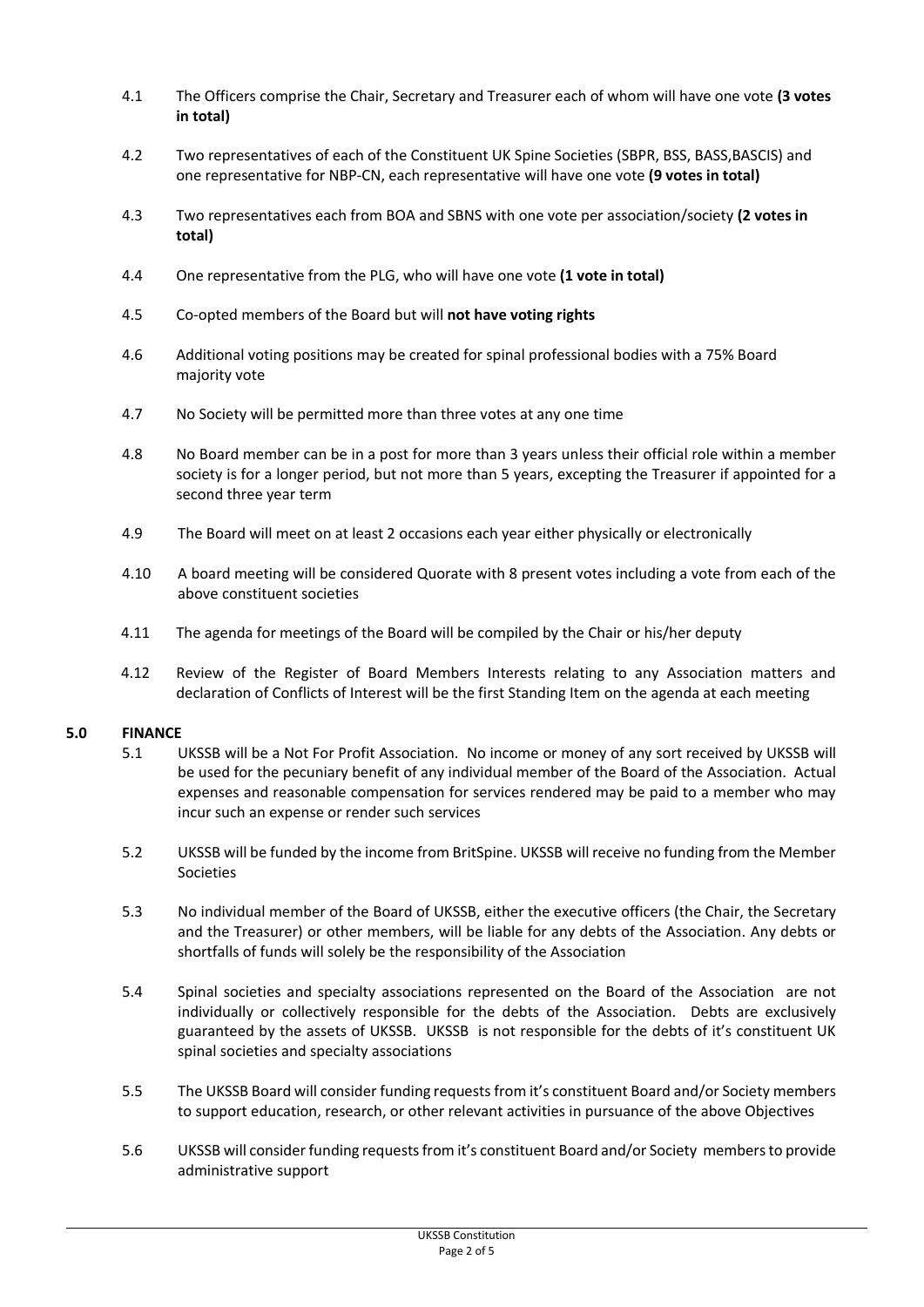4.1 The Officers comprise the Chair, Secretary and Treasurer each of whom will have one vote **(3 votes in total)**

4.2 Two representatives of each of the Constituent UK Spine Societies (SBPR, BSS, BASS,BASCIS) and one representative for NBP-CN, each representative will have one vote **(9 votes in total)**

4.3 Two representatives each from BOA and SBNS with one vote per association/society **(2 votes in total)**

4.4 One representative from the PLG, who will have one vote **(1 vote in total)**

4.5 Co-opted members of the Board but will **not have voting rights**

4.6 Additional voting positions may be created for spinal professional bodies with a 75% Board majority vote

4.7 No Society will be permitted more than three votes at any one time

4.8 No Board member can be in a post for more than 3 years unless their official role within a member society is for a longer period, but not more than 5 years, excepting the Treasurer if appointed for a second three year term

4.9 The Board will meet on at least 2 occasions each year either physically or electronically

4.10 A board meeting will be considered Quorate with 8 present votes including a vote from each of the above constituent societies

4.11 The agenda for meetings of the Board will be compiled by the Chair or his/her deputy

4.12 Review of the Register of Board Members Interests relating to any Association matters and declaration of Conflicts of Interest will be the first Standing Item on the agenda at each meeting

## 5.0 FINANCE

5.1 UKSSB will be a Not For Profit Association. No income or money of any sort received by UKSSB will be used for the pecuniary benefit of any individual member of the Board of the Association. Actual expenses and reasonable compensation for services rendered may be paid to a member who may incur such an expense or render such services

5.2 UKSSB will be funded by the income from BritSpine. UKSSB will receive no funding from the Member Societies

5.3 No individual member of the Board of UKSSB, either the executive officers (the Chair, the Secretary and the Treasurer) or other members, will be liable for any debts of the Association. Any debts or shortfalls of funds will solely be the responsibility of the Association

5.4 Spinal societies and specialty associations represented on the Board of the Association are not individually or collectively responsible for the debts of the Association. Debts are exclusively guaranteed by the assets of UKSSB. UKSSB is not responsible for the debts of it's constituent UK spinal societies and specialty associations

5.5 The UKSSB Board will consider funding requests from it's constituent Board and/or Society members to support education, research, or other relevant activities in pursuance of the above Objectives

5.6 UKSSB will consider funding requests from it's constituent Board and/or Society members to provide administrative support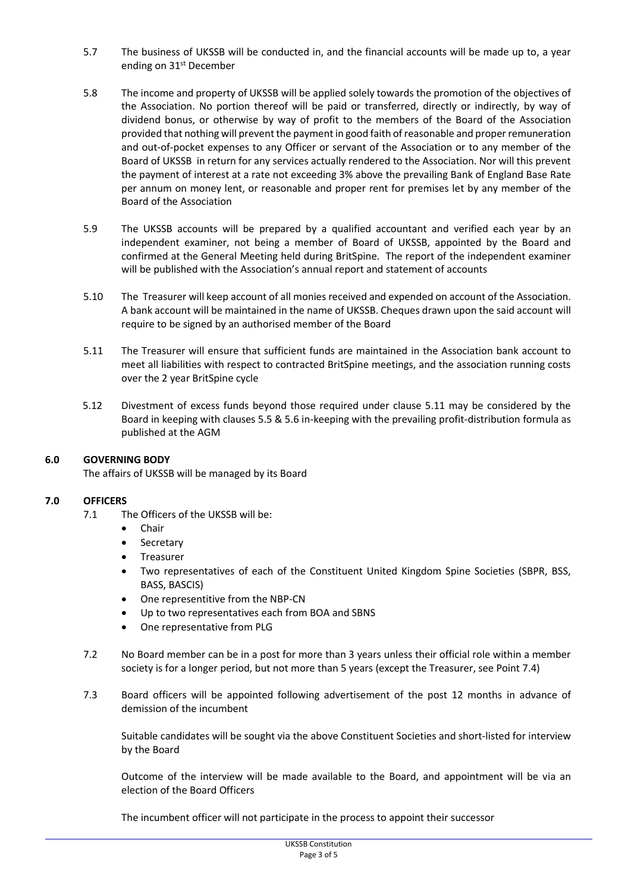5.7 The business of UKSSB will be conducted in, and the financial accounts will be made up to, a year ending on 31st December

5.8 The income and property of UKSSB will be applied solely towards the promotion of the objectives of the Association. No portion thereof will be paid or transferred, directly or indirectly, by way of dividend bonus, or otherwise by way of profit to the members of the Board of the Association provided that nothing will prevent the payment in good faith of reasonable and proper remuneration and out-of-pocket expenses to any Officer or servant of the Association or to any member of the Board of UKSSB in return for any services actually rendered to the Association. Nor will this prevent the payment of interest at a rate not exceeding 3% above the prevailing Bank of England Base Rate per annum on money lent, or reasonable and proper rent for premises let by any member of the Board of the Association

5.9 The UKSSB accounts will be prepared by a qualified accountant and verified each year by an independent examiner, not being a member of Board of UKSSB, appointed by the Board and confirmed at the General Meeting held during BritSpine. The report of the independent examiner will be published with the Association's annual report and statement of accounts

5.10 The Treasurer will keep account of all monies received and expended on account of the Association. A bank account will be maintained in the name of UKSSB. Cheques drawn upon the said account will require to be signed by an authorised member of the Board

5.11 The Treasurer will ensure that sufficient funds are maintained in the Association bank account to meet all liabilities with respect to contracted BritSpine meetings, and the association running costs over the 2 year BritSpine cycle

5.12 Divestment of excess funds beyond those required under clause 5.11 may be considered by the Board in keeping with clauses 5.5 & 5.6 in-keeping with the prevailing profit-distribution formula as published at the AGM

## 6.0 GOVERNING BODY

The affairs of UKSSB will be managed by its Board

## 7.0 OFFICERS

7.1 The Officers of the UKSSB will be:

- Chair
- Secretary
- Treasurer
- Two representatives of each of the Constituent United Kingdom Spine Societies (SBPR, BSS, BASS, BASCIS)
- One representitive from the NBP-CN
- Up to two representatives each from BOA and SBNS
- One representative from PLG

7.2 No Board member can be in a post for more than 3 years unless their official role within a member society is for a longer period, but not more than 5 years (except the Treasurer, see Point 7.4)

7.3 Board officers will be appointed following advertisement of the post 12 months in advance of demission of the incumbent

Suitable candidates will be sought via the above Constituent Societies and short-listed for interview by the Board

Outcome of the interview will be made available to the Board, and appointment will be via an election of the Board Officers

The incumbent officer will not participate in the process to appoint their successor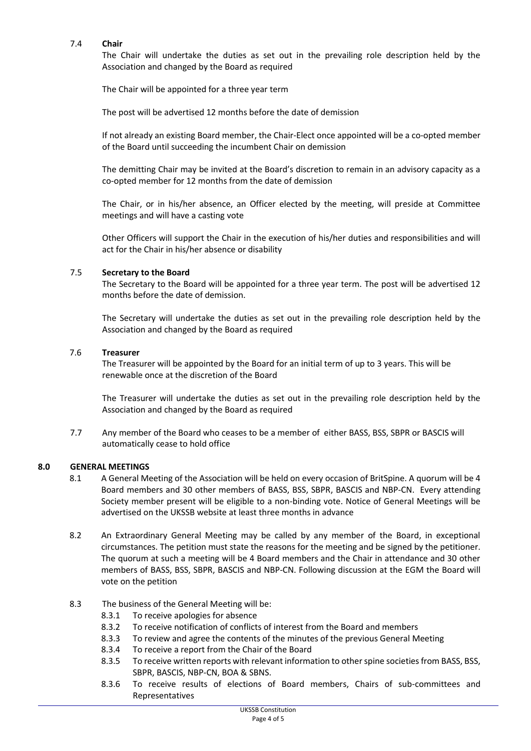7.4 **Chair**

The Chair will undertake the duties as set out in the prevailing role description held by the Association and changed by the Board as required

The Chair will be appointed for a three year term

The post will be advertised 12 months before the date of demission

If not already an existing Board member, the Chair-Elect once appointed will be a co-opted member of the Board until succeeding the incumbent Chair on demission

The demitting Chair may be invited at the Board's discretion to remain in an advisory capacity as a co-opted member for 12 months from the date of demission

The Chair, or in his/her absence, an Officer elected by the meeting, will preside at Committee meetings and will have a casting vote

Other Officers will support the Chair in the execution of his/her duties and responsibilities and will act for the Chair in his/her absence or disability

7.5 **Secretary to the Board**

The Secretary to the Board will be appointed for a three year term. The post will be advertised 12 months before the date of demission.

The Secretary will undertake the duties as set out in the prevailing role description held by the Association and changed by the Board as required

7.6 **Treasurer**

The Treasurer will be appointed by the Board for an initial term of up to 3 years. This will be renewable once at the discretion of the Board

The Treasurer will undertake the duties as set out in the prevailing role description held by the Association and changed by the Board as required

7.7 Any member of the Board who ceases to be a member of either BASS, BSS, SBPR or BASCIS will automatically cease to hold office

## 8.0 GENERAL MEETINGS

8.1 A General Meeting of the Association will be held on every occasion of BritSpine. A quorum will be 4 Board members and 30 other members of BASS, BSS, SBPR, BASCIS and NBP-CN. Every attending Society member present will be eligible to a non-binding vote. Notice of General Meetings will be advertised on the UKSSB website at least three months in advance

8.2 An Extraordinary General Meeting may be called by any member of the Board, in exceptional circumstances. The petition must state the reasons for the meeting and be signed by the petitioner. The quorum at such a meeting will be 4 Board members and the Chair in attendance and 30 other members of BASS, BSS, SBPR, BASCIS and NBP-CN. Following discussion at the EGM the Board will vote on the petition

8.3 The business of the General Meeting will be:

- 8.3.1 To receive apologies for absence
- 8.3.2 To receive notification of conflicts of interest from the Board and members
- 8.3.3 To review and agree the contents of the minutes of the previous General Meeting
- 8.3.4 To receive a report from the Chair of the Board
- 8.3.5 To receive written reports with relevant information to other spine societies from BASS, BSS, SBPR, BASCIS, NBP-CN, BOA & SBNS.
- 8.3.6 To receive results of elections of Board members, Chairs of sub-committees and Representatives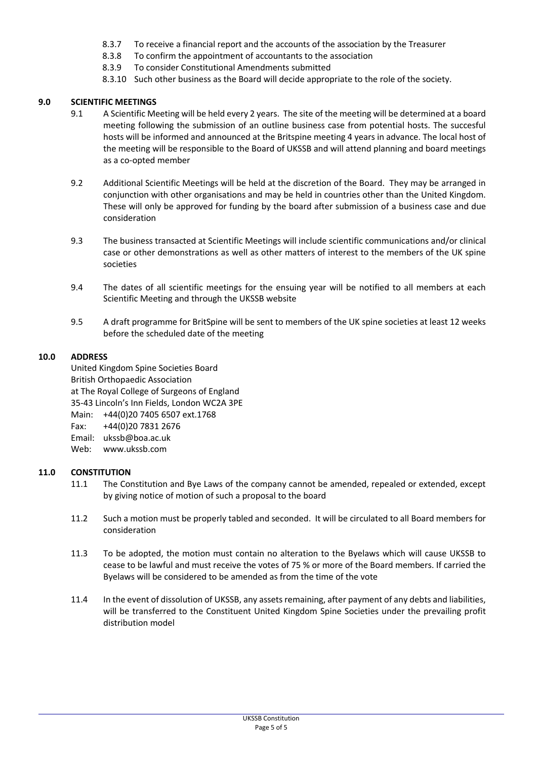8.3.7 To receive a financial report and the accounts of the association by the Treasurer
8.3.8 To confirm the appointment of accountants to the association
8.3.9 To consider Constitutional Amendments submitted
8.3.10 Such other business as the Board will decide appropriate to the role of the society.

## 9.0 SCIENTIFIC MEETINGS

9.1 A Scientific Meeting will be held every 2 years. The site of the meeting will be determined at a board meeting following the submission of an outline business case from potential hosts. The succesful hosts will be informed and announced at the Britspine meeting 4 years in advance. The local host of the meeting will be responsible to the Board of UKSSB and will attend planning and board meetings as a co-opted member

9.2 Additional Scientific Meetings will be held at the discretion of the Board. They may be arranged in conjunction with other organisations and may be held in countries other than the United Kingdom. These will only be approved for funding by the board after submission of a business case and due consideration

9.3 The business transacted at Scientific Meetings will include scientific communications and/or clinical case or other demonstrations as well as other matters of interest to the members of the UK spine societies

9.4 The dates of all scientific meetings for the ensuing year will be notified to all members at each Scientific Meeting and through the UKSSB website

9.5 A draft programme for BritSpine will be sent to members of the UK spine societies at least 12 weeks before the scheduled date of the meeting

## 10.0 ADDRESS

United Kingdom Spine Societies Board
British Orthopaedic Association
at The Royal College of Surgeons of England
35-43 Lincoln's Inn Fields, London WC2A 3PE
Main: +44(0)20 7405 6507 ext.1768
Fax: +44(0)20 7831 2676
Email: ukssb@boa.ac.uk
Web: www.ukssb.com

## 11.0 CONSTITUTION

11.1 The Constitution and Bye Laws of the company cannot be amended, repealed or extended, except by giving notice of motion of such a proposal to the board

11.2 Such a motion must be properly tabled and seconded. It will be circulated to all Board members for consideration

11.3 To be adopted, the motion must contain no alteration to the Byelaws which will cause UKSSB to cease to be lawful and must receive the votes of 75 % or more of the Board members. If carried the Byelaws will be considered to be amended as from the time of the vote

11.4 In the event of dissolution of UKSSB, any assets remaining, after payment of any debts and liabilities, will be transferred to the Constituent United Kingdom Spine Societies under the prevailing profit distribution model